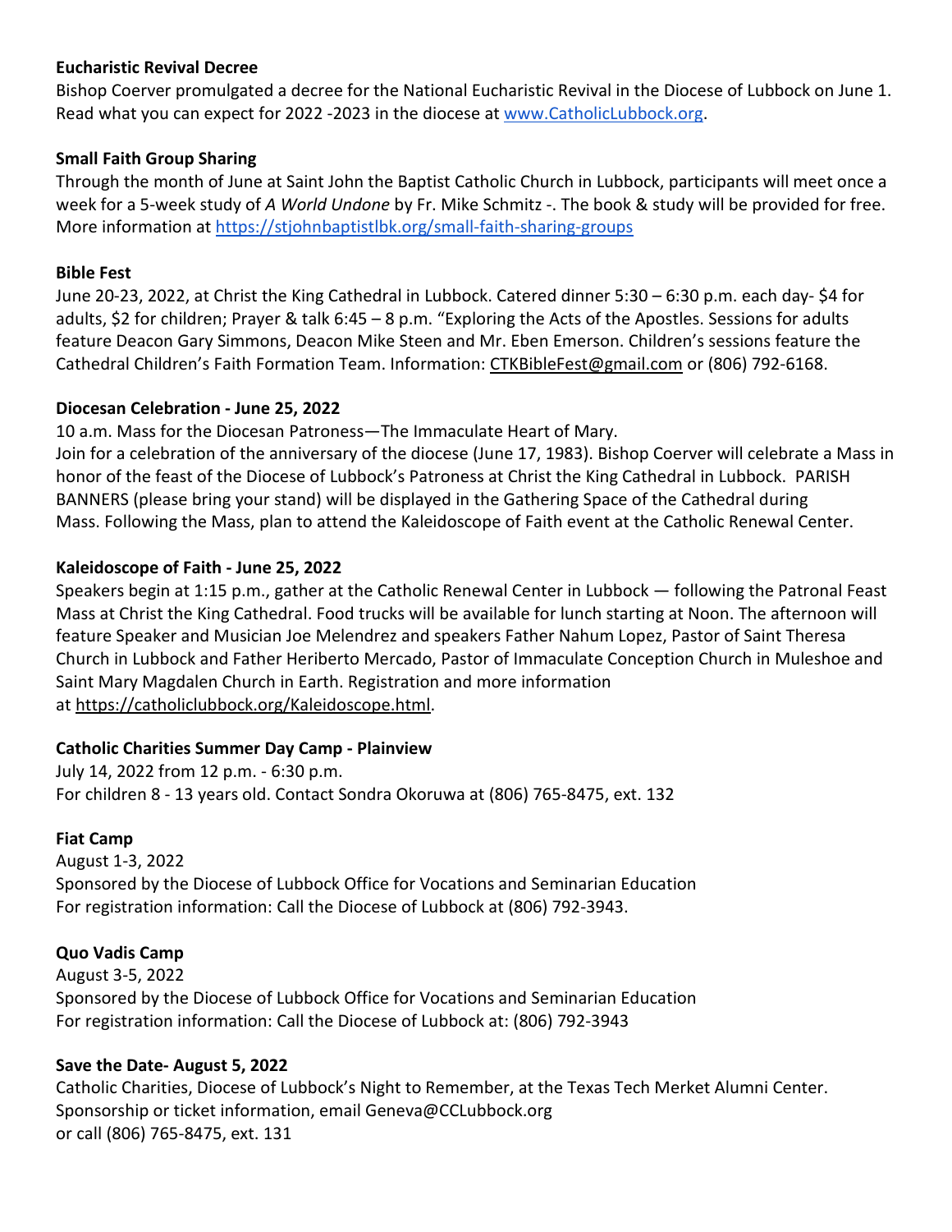**Eucharistic Revival Decree**

Bishop Coerver promulgated a decree for the National Eucharistic Revival in the Diocese of Lubbock on June 1. Read what you can expect for 2022 -2023 in the diocese at www.CatholicLubbock.org.

**Small Faith Group Sharing**

Through the month of June at Saint John the Baptist Catholic Church in Lubbock, participants will meet once a week for a 5-week study of *A World Undone* by Fr. Mike Schmitz -. The book & study will be provided for free. More information at https://stjohnbaptistlbk.org/small-faith-sharing-groups

**Bible Fest**

June 20-23, 2022, at Christ the King Cathedral in Lubbock. Catered dinner 5:30 – 6:30 p.m. each day- $4 for adults, $2 for children; Prayer & talk 6:45 – 8 p.m. "Exploring the Acts of the Apostles. Sessions for adults feature Deacon Gary Simmons, Deacon Mike Steen and Mr. Eben Emerson. Children's sessions feature the Cathedral Children's Faith Formation Team. Information: CTKBibleFest@gmail.com or (806) 792-6168.

**Diocesan Celebration - June 25, 2022**

10 a.m. Mass for the Diocesan Patroness—The Immaculate Heart of Mary.

Join for a celebration of the anniversary of the diocese (June 17, 1983). Bishop Coerver will celebrate a Mass in honor of the feast of the Diocese of Lubbock's Patroness at Christ the King Cathedral in Lubbock. PARISH BANNERS (please bring your stand) will be displayed in the Gathering Space of the Cathedral during Mass. Following the Mass, plan to attend the Kaleidoscope of Faith event at the Catholic Renewal Center.

**Kaleidoscope of Faith - June 25, 2022**

Speakers begin at 1:15 p.m., gather at the Catholic Renewal Center in Lubbock — following the Patronal Feast Mass at Christ the King Cathedral. Food trucks will be available for lunch starting at Noon. The afternoon will feature Speaker and Musician Joe Melendrez and speakers Father Nahum Lopez, Pastor of Saint Theresa Church in Lubbock and Father Heriberto Mercado, Pastor of Immaculate Conception Church in Muleshoe and Saint Mary Magdalen Church in Earth. Registration and more information at https://catholiclubbock.org/Kaleidoscope.html.

**Catholic Charities Summer Day Camp - Plainview**

July 14, 2022 from 12 p.m. - 6:30 p.m.
For children 8 - 13 years old. Contact Sondra Okoruwa at (806) 765-8475, ext. 132

**Fiat Camp**

August 1-3, 2022
Sponsored by the Diocese of Lubbock Office for Vocations and Seminarian Education
For registration information: Call the Diocese of Lubbock at (806) 792-3943.

**Quo Vadis Camp**

August 3-5, 2022
Sponsored by the Diocese of Lubbock Office for Vocations and Seminarian Education
For registration information: Call the Diocese of Lubbock at: (806) 792-3943

**Save the Date- August 5, 2022**

Catholic Charities, Diocese of Lubbock's Night to Remember, at the Texas Tech Merket Alumni Center.
Sponsorship or ticket information, email Geneva@CCLubbock.org
or call (806) 765-8475, ext. 131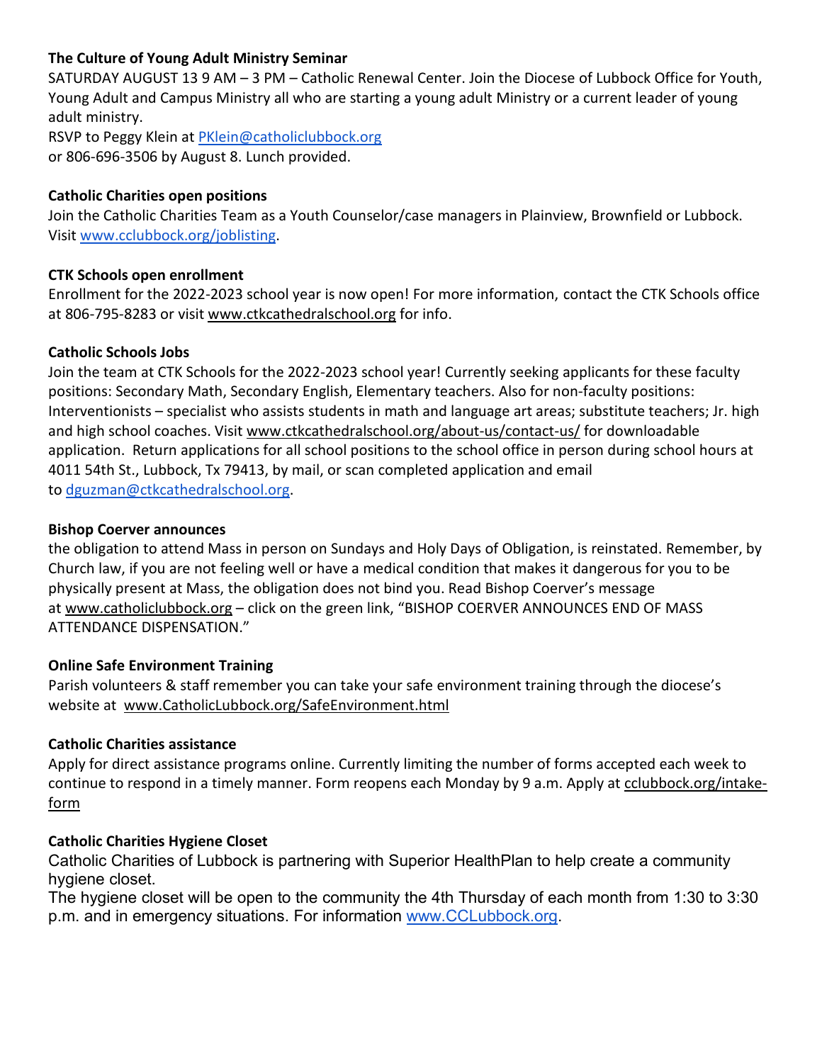**The Culture of Young Adult Ministry Seminar**
SATURDAY AUGUST 13 9 AM – 3 PM – Catholic Renewal Center. Join the Diocese of Lubbock Office for Youth, Young Adult and Campus Ministry all who are starting a young adult Ministry or a current leader of young adult ministry.
RSVP to Peggy Klein at PKlein@catholiclubbock.org
or 806-696-3506 by August 8. Lunch provided.

**Catholic Charities open positions**
Join the Catholic Charities Team as a Youth Counselor/case managers in Plainview, Brownfield or Lubbock. Visit www.cclubbock.org/joblisting.

**CTK Schools open enrollment**
Enrollment for the 2022-2023 school year is now open! For more information, contact the CTK Schools office at 806-795-8283 or visit www.ctkcathedralschool.org for info.

**Catholic Schools Jobs**
Join the team at CTK Schools for the 2022-2023 school year! Currently seeking applicants for these faculty positions: Secondary Math, Secondary English, Elementary teachers. Also for non-faculty positions: Interventionists – specialist who assists students in math and language art areas; substitute teachers; Jr. high and high school coaches. Visit www.ctkcathedralschool.org/about-us/contact-us/ for downloadable application. Return applications for all school positions to the school office in person during school hours at 4011 54th St., Lubbock, Tx 79413, by mail, or scan completed application and email to dguzman@ctkcathedralschool.org.

**Bishop Coerver announces**
the obligation to attend Mass in person on Sundays and Holy Days of Obligation, is reinstated. Remember, by Church law, if you are not feeling well or have a medical condition that makes it dangerous for you to be physically present at Mass, the obligation does not bind you. Read Bishop Coerver's message at www.catholiclubbock.org – click on the green link, "BISHOP COERVER ANNOUNCES END OF MASS ATTENDANCE DISPENSATION."

**Online Safe Environment Training**
Parish volunteers & staff remember you can take your safe environment training through the diocese's website at www.CatholicLubbock.org/SafeEnvironment.html

**Catholic Charities assistance**
Apply for direct assistance programs online. Currently limiting the number of forms accepted each week to continue to respond in a timely manner. Form reopens each Monday by 9 a.m. Apply at cclubbock.org/intake-form

**Catholic Charities Hygiene Closet**
Catholic Charities of Lubbock is partnering with Superior HealthPlan to help create a community hygiene closet.
The hygiene closet will be open to the community the 4th Thursday of each month from 1:30 to 3:30 p.m. and in emergency situations. For information www.CCLubbock.org.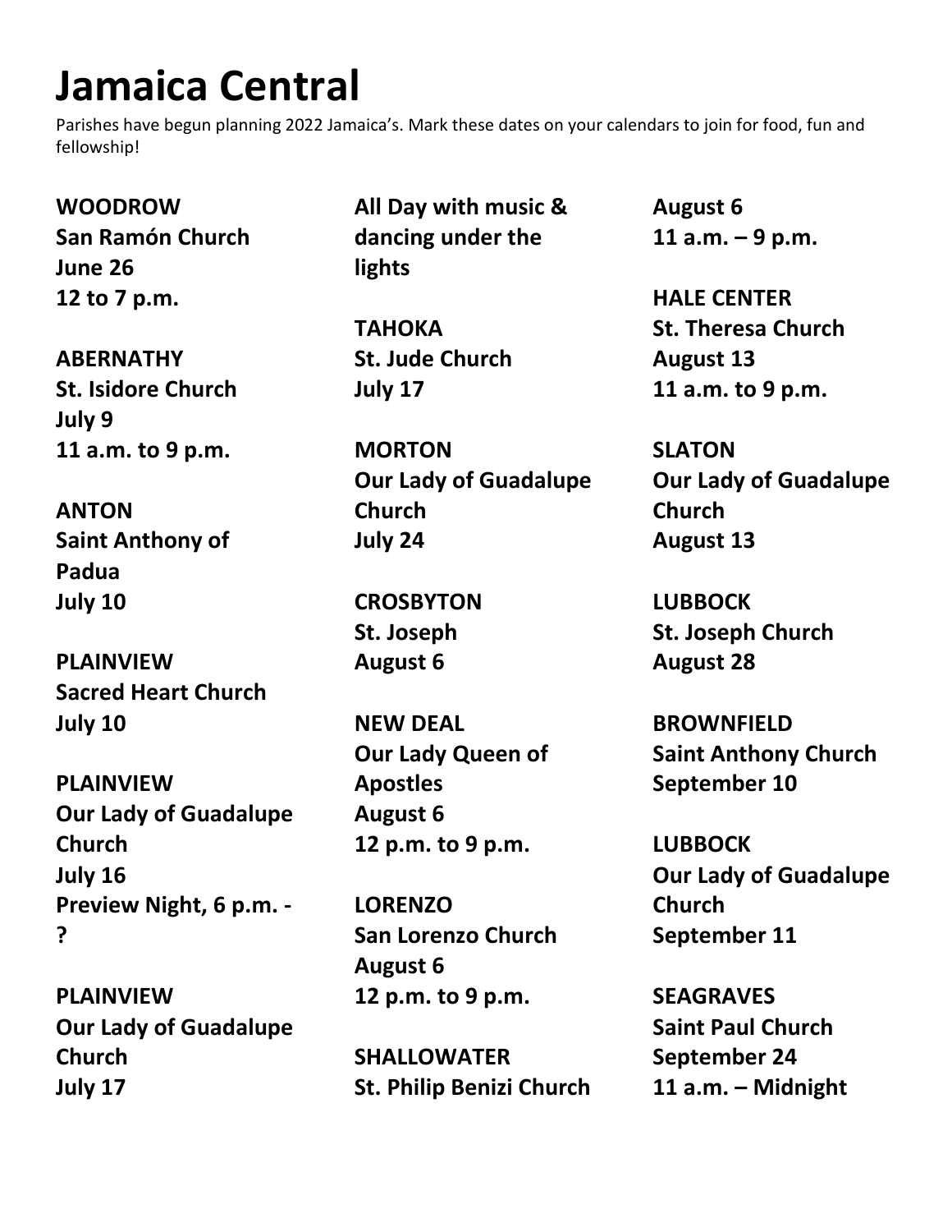# Jamaica Central

Parishes have begun planning 2022 Jamaica's. Mark these dates on your calendars to join for food, fun and fellowship!

**WOODROW**
**San Ramón Church**
**June 26**
**12 to 7 p.m.**

**ABERNATHY**
**St. Isidore Church**
**July 9**
**11 a.m. to 9 p.m.**

**ANTON**
**Saint Anthony of Padua**
**July 10**

**PLAINVIEW**
**Sacred Heart Church**
**July 10**

**PLAINVIEW**
**Our Lady of Guadalupe Church**
**July 16**
**Preview Night, 6 p.m. - ?**

**PLAINVIEW**
**Our Lady of Guadalupe Church**
**July 17**
**All Day with music & dancing under the lights**

**TAHOKA**
**St. Jude Church**
**July 17**

**MORTON**
**Our Lady of Guadalupe Church**
**July 24**

**CROSBYTON**
**St. Joseph**
**August 6**

**NEW DEAL**
**Our Lady Queen of Apostles**
**August 6**
**12 p.m. to 9 p.m.**

**LORENZO**
**San Lorenzo Church**
**August 6**
**12 p.m. to 9 p.m.**

**SHALLOWATER**
**St. Philip Benizi Church**
**August 6**
**11 a.m. – 9 p.m.**

**HALE CENTER**
**St. Theresa Church**
**August 13**
**11 a.m. to 9 p.m.**

**SLATON**
**Our Lady of Guadalupe Church**
**August 13**

**LUBBOCK**
**St. Joseph Church**
**August 28**

**BROWNFIELD**
**Saint Anthony Church**
**September 10**

**LUBBOCK**
**Our Lady of Guadalupe Church**
**September 11**

**SEAGRAVES**
**Saint Paul Church**
**September 24**
**11 a.m. – Midnight**